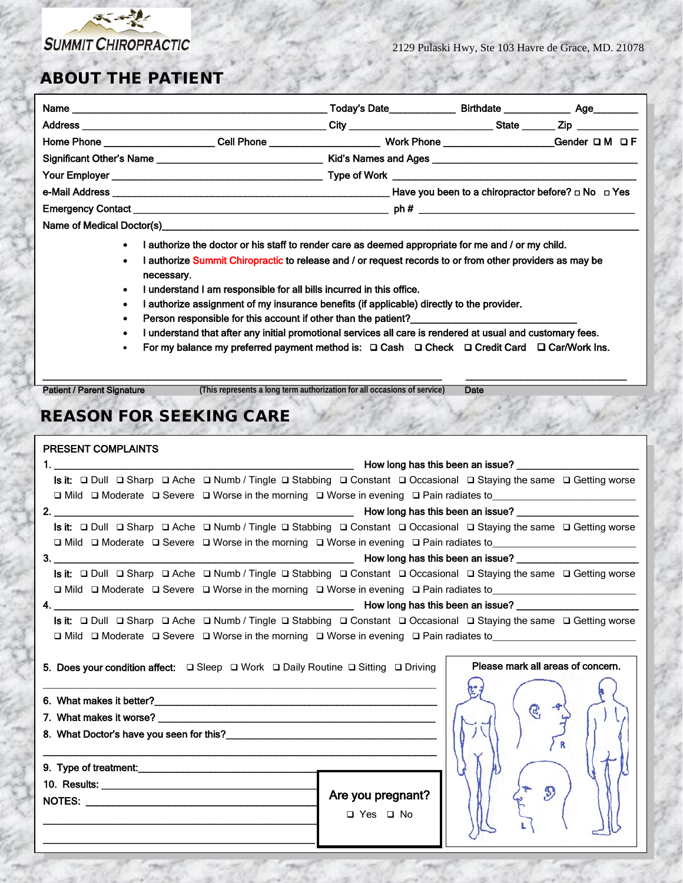SUMMIT CHIROPRACTIC

2129 Pulaski Hwy, Ste 103 Havre de Grace, MD. 21078

# ABOUT THE PATIENT

Name ______________________________ Today's Date__________ Birthdate __________ Age_______

Address ______________________________ City ____________________ State ______ Zip __________

Home Phone __________________ Cell Phone __________________ Work Phone __________________ Gender ❑ M ❑ F

Significant Other's Name ______________________________ Kid's Names and Ages ______________________________

Your Employer ______________________________ Type of Work ______________________________

e-Mail Address ______________________________ Have you been to a chiropractor before? ▫ No ▫ Yes

Emergency Contact ______________________________ ph # ______________________________

Name of Medical Doctor(s)______________________________________________________________

- I authorize the doctor or his staff to render care as deemed appropriate for me and / or my child.
- I authorize Summit Chiropractic to release and / or request records to or from other providers as may be necessary.
- I understand I am responsible for all bills incurred in this office.
- I authorize assignment of my insurance benefits (if applicable) directly to the provider.
- Person responsible for this account if other than the patient?______________________________
- I understand that after any initial promotional services all care is rendered at usual and customary fees.
- For my balance my preferred payment method is: ❑ Cash ❑ Check ❑ Credit Card ❑ Car/Work Ins.

______________________________________________ ______________________

Patient / Parent Signature (This represents a long term authorization for all occasions of service) Date

# REASON FOR SEEKING CARE

PRESENT COMPLAINTS

1. ______________________________ How long has this been an issue? ____________________

Is it: ❑ Dull ❑ Sharp ❑ Ache ❑ Numb / Tingle ❑ Stabbing ❑ Constant ❑ Occasional ❑ Staying the same ❑ Getting worse
❑ Mild ❑ Moderate ❑ Severe ❑ Worse in the morning ❑ Worse in evening ❑ Pain radiates to____________________

2. ______________________________ How long has this been an issue? ____________________

Is it: ❑ Dull ❑ Sharp ❑ Ache ❑ Numb / Tingle ❑ Stabbing ❑ Constant ❑ Occasional ❑ Staying the same ❑ Getting worse
❑ Mild ❑ Moderate ❑ Severe ❑ Worse in the morning ❑ Worse in evening ❑ Pain radiates to____________________

3. ______________________________ How long has this been an issue? ____________________

Is it: ❑ Dull ❑ Sharp ❑ Ache ❑ Numb / Tingle ❑ Stabbing ❑ Constant ❑ Occasional ❑ Staying the same ❑ Getting worse
❑ Mild ❑ Moderate ❑ Severe ❑ Worse in the morning ❑ Worse in evening ❑ Pain radiates to____________________

4. ______________________________ How long has this been an issue? ____________________

Is it: ❑ Dull ❑ Sharp ❑ Ache ❑ Numb / Tingle ❑ Stabbing ❑ Constant ❑ Occasional ❑ Staying the same ❑ Getting worse
❑ Mild ❑ Moderate ❑ Severe ❑ Worse in the morning ❑ Worse in evening ❑ Pain radiates to____________________

5. Does your condition affect: ❑ Sleep ❑ Work ❑ Daily Routine ❑ Sitting ❑ Driving

______________________________________________

6. What makes it better?______________________________
7. What makes it worse? ______________________________
8. What Doctor's have you seen for this?______________________________

______________________________________________

9. Type of treatment:______________________________
10. Results: ______________________________

NOTES: ______________________________

______________________________________________

______________________________________________

Are you pregnant?
❑ Yes ❑ No

Please mark all areas of concern.

R

L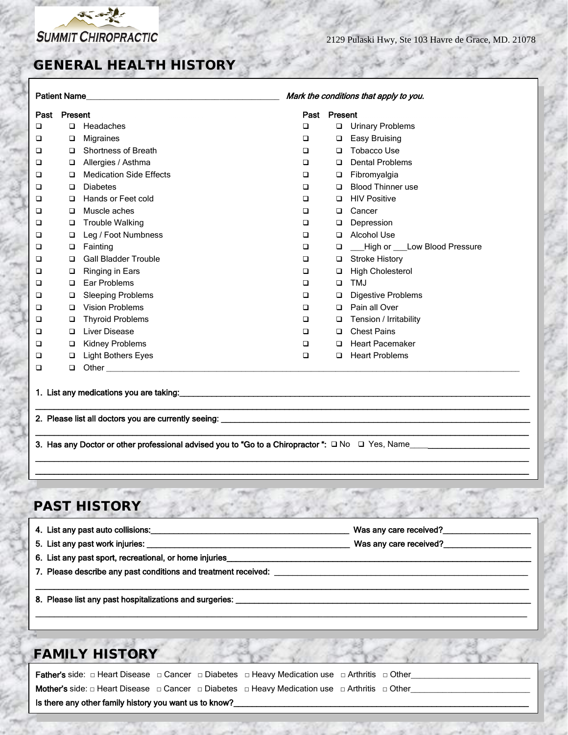SUMMIT CHIROPRACTIC

2129 Pulaski Hwy, Ste 103 Havre de Grace, MD. 21078

## GENERAL HEALTH HISTORY

Patient Name_____________________________________________ *Mark the conditions that apply to you.*

| Past | Present | | Past | Present | |
|---|---|---|---|---|---|
| ❑ | ❑ | Headaches | ❑ | ❑ | Urinary Problems |
| ❑ | ❑ | Migraines | ❑ | ❑ | Easy Bruising |
| ❑ | ❑ | Shortness of Breath | ❑ | ❑ | Tobacco Use |
| ❑ | ❑ | Allergies / Asthma | ❑ | ❑ | Dental Problems |
| ❑ | ❑ | Medication Side Effects | ❑ | ❑ | Fibromyalgia |
| ❑ | ❑ | Diabetes | ❑ | ❑ | Blood Thinner use |
| ❑ | ❑ | Hands or Feet cold | ❑ | ❑ | HIV Positive |
| ❑ | ❑ | Muscle aches | ❑ | ❑ | Cancer |
| ❑ | ❑ | Trouble Walking | ❑ | ❑ | Depression |
| ❑ | ❑ | Leg / Foot Numbness | ❑ | ❑ | Alcohol Use |
| ❑ | ❑ | Fainting | ❑ | ❑ | ___High or ___Low Blood Pressure |
| ❑ | ❑ | Gall Bladder Trouble | ❑ | ❑ | Stroke History |
| ❑ | ❑ | Ringing in Ears | ❑ | ❑ | High Cholesterol |
| ❑ | ❑ | Ear Problems | ❑ | ❑ | TMJ |
| ❑ | ❑ | Sleeping Problems | ❑ | ❑ | Digestive Problems |
| ❑ | ❑ | Vision Problems | ❑ | ❑ | Pain all Over |
| ❑ | ❑ | Thyroid Problems | ❑ | ❑ | Tension / Irritability |
| ❑ | ❑ | Liver Disease | ❑ | ❑ | Chest Pains |
| ❑ | ❑ | Kidney Problems | ❑ | ❑ | Heart Pacemaker |
| ❑ | ❑ | Light Bothers Eyes | ❑ | ❑ | Heart Problems |
| ❑ | ❑ | Other ______________________________ | | | |

1. List any medications you are taking:_______________________________________________________________
_______________________________________________________________________________________

2. Please list all doctors you are currently seeing: _________________________________________________
_______________________________________________________________________________________

3. Has any Doctor or other professional advised you to "Go to a Chiropractor ": ❑ No ❑ Yes, Name____________________
_______________________________________________________________________________________
_______________________________________________________________________________________

## PAST HISTORY

4. List any past auto collisions:___________________________________ Was any care received?_______________

5. List any past work injuries: ___________________________________ Was any care received?_______________

6. List any past sport, recreational, or home injuries___________________________________________________

7. Please describe any past conditions and treatment received: ________________________________________
_______________________________________________________________________________________

8. Please list any past hospitalizations and surgeries: __________________________________________________
_______________________________________________________________________________________

## FAMILY HISTORY

**Father's** side: □ Heart Disease □ Cancer □ Diabetes □ Heavy Medication use □ Arthritis □ Other____________________

**Mother's** side: □ Heart Disease □ Cancer □ Diabetes □ Heavy Medication use □ Arthritis □ Other____________________

Is there any other family history you want us to know?_____________________________________________________